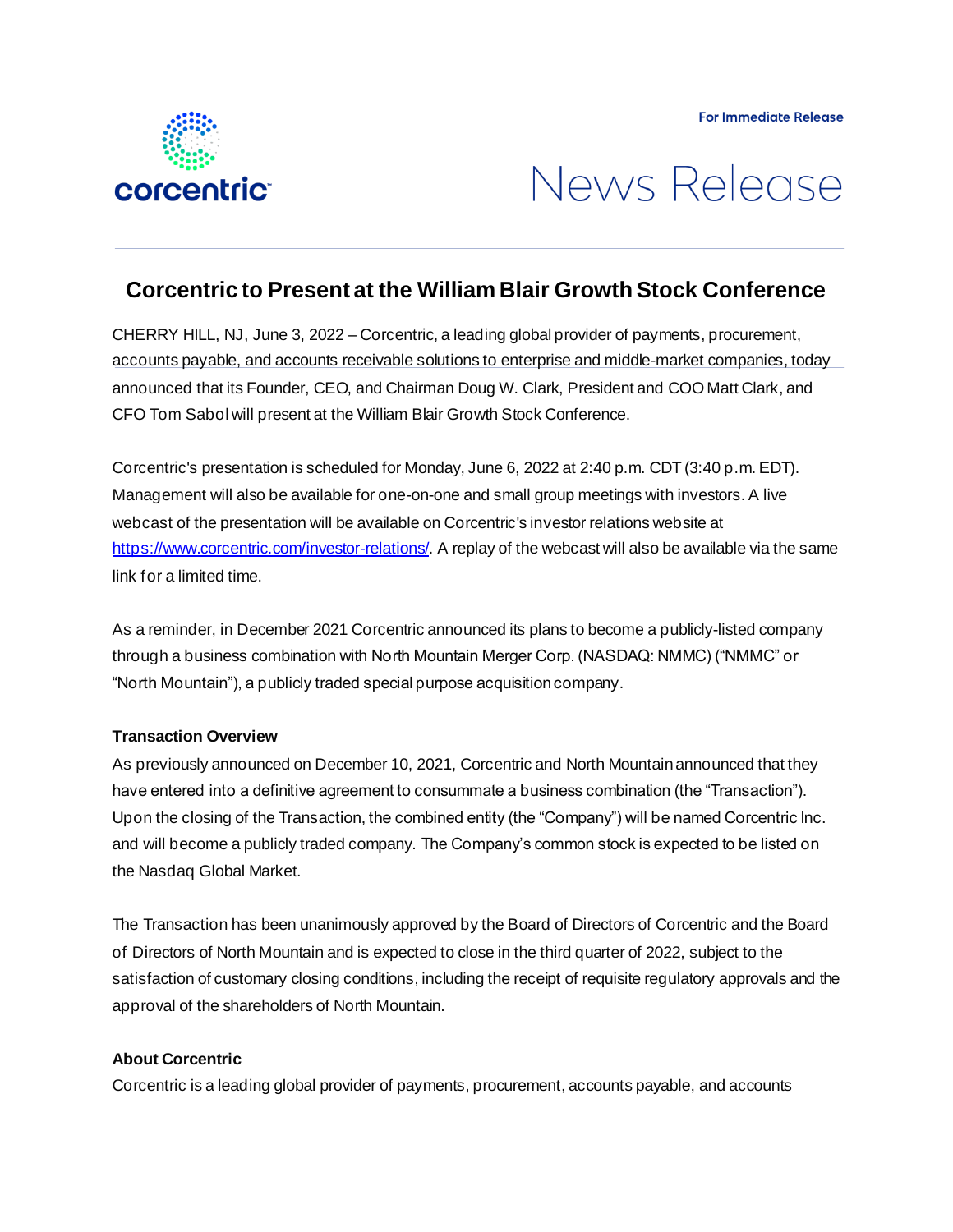corcentric

For Immediate Release

News Release

# Corcentric to Present at the William Blair Growth Stock Conference

CHERRY HILL, NJ, June 3, 2022 – Corcentric, a leading global provider of payments, procurement, accounts payable, and accounts receivable solutions to enterprise and middle-market companies, today announced that its Founder, CEO, and Chairman Doug W. Clark, President and COO Matt Clark, and CFO Tom Sabol will present at the William Blair Growth Stock Conference.

Corcentric's presentation is scheduled for Monday, June 6, 2022 at 2:40 p.m. CDT (3:40 p.m. EDT). Management will also be available for one-on-one and small group meetings with investors. A live webcast of the presentation will be available on Corcentric's investor relations website at https://www.corcentric.com/investor-relations/. A replay of the webcast will also be available via the same link for a limited time.

As a reminder, in December 2021 Corcentric announced its plans to become a publicly-listed company through a business combination with North Mountain Merger Corp. (NASDAQ: NMMC) ("NMMC" or "North Mountain"), a publicly traded special purpose acquisition company.

**Transaction Overview**

As previously announced on December 10, 2021, Corcentric and North Mountain announced that they have entered into a definitive agreement to consummate a business combination (the "Transaction"). Upon the closing of the Transaction, the combined entity (the "Company") will be named Corcentric Inc. and will become a publicly traded company. The Company's common stock is expected to be listed on the Nasdaq Global Market.

The Transaction has been unanimously approved by the Board of Directors of Corcentric and the Board of Directors of North Mountain and is expected to close in the third quarter of 2022, subject to the satisfaction of customary closing conditions, including the receipt of requisite regulatory approvals and the approval of the shareholders of North Mountain.

**About Corcentric**

Corcentric is a leading global provider of payments, procurement, accounts payable, and accounts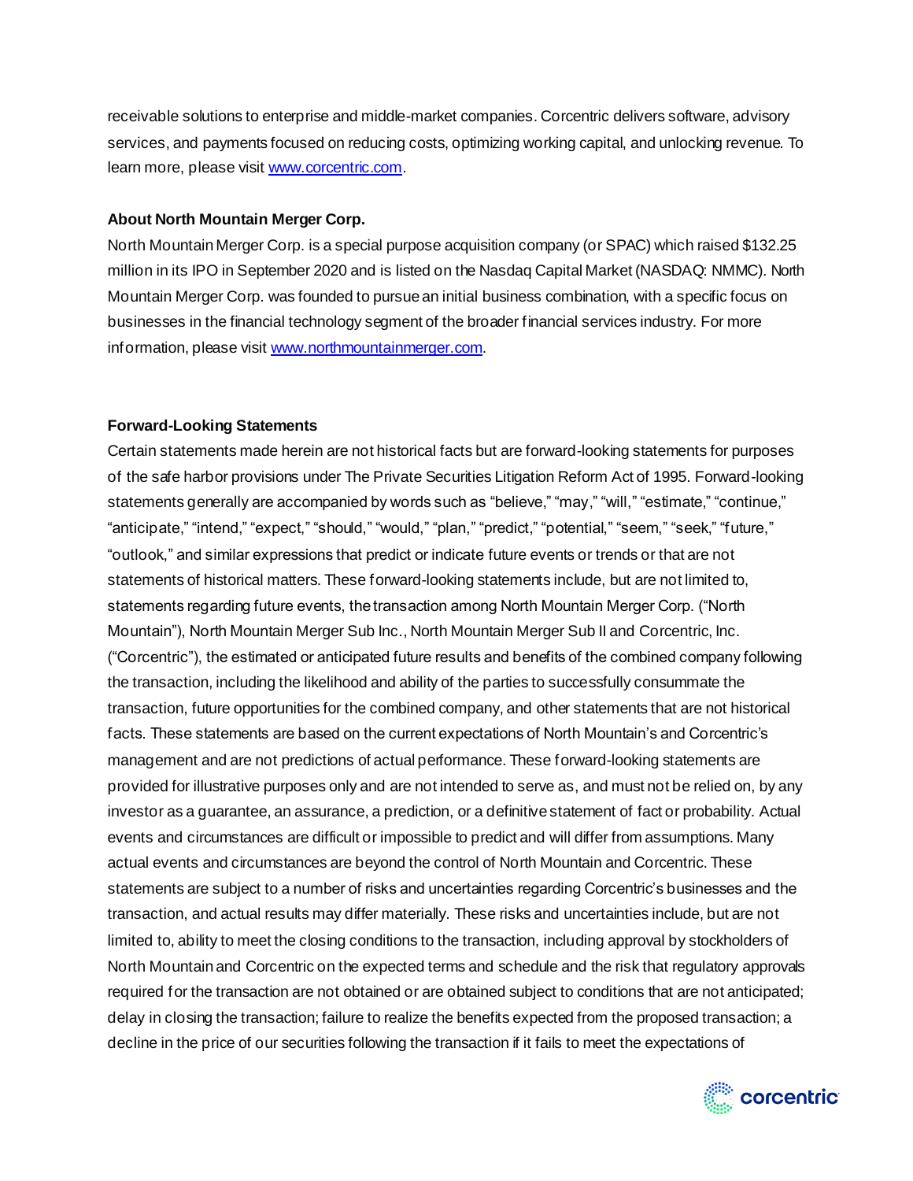receivable solutions to enterprise and middle-market companies. Corcentric delivers software, advisory services, and payments focused on reducing costs, optimizing working capital, and unlocking revenue. To learn more, please visit www.corcentric.com.

**About North Mountain Merger Corp.**

North Mountain Merger Corp. is a special purpose acquisition company (or SPAC) which raised $132.25 million in its IPO in September 2020 and is listed on the Nasdaq Capital Market (NASDAQ: NMMC). North Mountain Merger Corp. was founded to pursue an initial business combination, with a specific focus on businesses in the financial technology segment of the broader financial services industry. For more information, please visit www.northmountainmerger.com.

**Forward-Looking Statements**

Certain statements made herein are not historical facts but are forward-looking statements for purposes of the safe harbor provisions under The Private Securities Litigation Reform Act of 1995. Forward-looking statements generally are accompanied by words such as "believe," "may," "will," "estimate," "continue," "anticipate," "intend," "expect," "should," "would," "plan," "predict," "potential," "seem," "seek," "future," "outlook," and similar expressions that predict or indicate future events or trends or that are not statements of historical matters. These forward-looking statements include, but are not limited to, statements regarding future events, the transaction among North Mountain Merger Corp. ("North Mountain"), North Mountain Merger Sub Inc., North Mountain Merger Sub II and Corcentric, Inc. ("Corcentric"), the estimated or anticipated future results and benefits of the combined company following the transaction, including the likelihood and ability of the parties to successfully consummate the transaction, future opportunities for the combined company, and other statements that are not historical facts. These statements are based on the current expectations of North Mountain's and Corcentric's management and are not predictions of actual performance. These forward-looking statements are provided for illustrative purposes only and are not intended to serve as, and must not be relied on, by any investor as a guarantee, an assurance, a prediction, or a definitive statement of fact or probability. Actual events and circumstances are difficult or impossible to predict and will differ from assumptions. Many actual events and circumstances are beyond the control of North Mountain and Corcentric. These statements are subject to a number of risks and uncertainties regarding Corcentric's businesses and the transaction, and actual results may differ materially. These risks and uncertainties include, but are not limited to, ability to meet the closing conditions to the transaction, including approval by stockholders of North Mountain and Corcentric on the expected terms and schedule and the risk that regulatory approvals required for the transaction are not obtained or are obtained subject to conditions that are not anticipated; delay in closing the transaction; failure to realize the benefits expected from the proposed transaction; a decline in the price of our securities following the transaction if it fails to meet the expectations of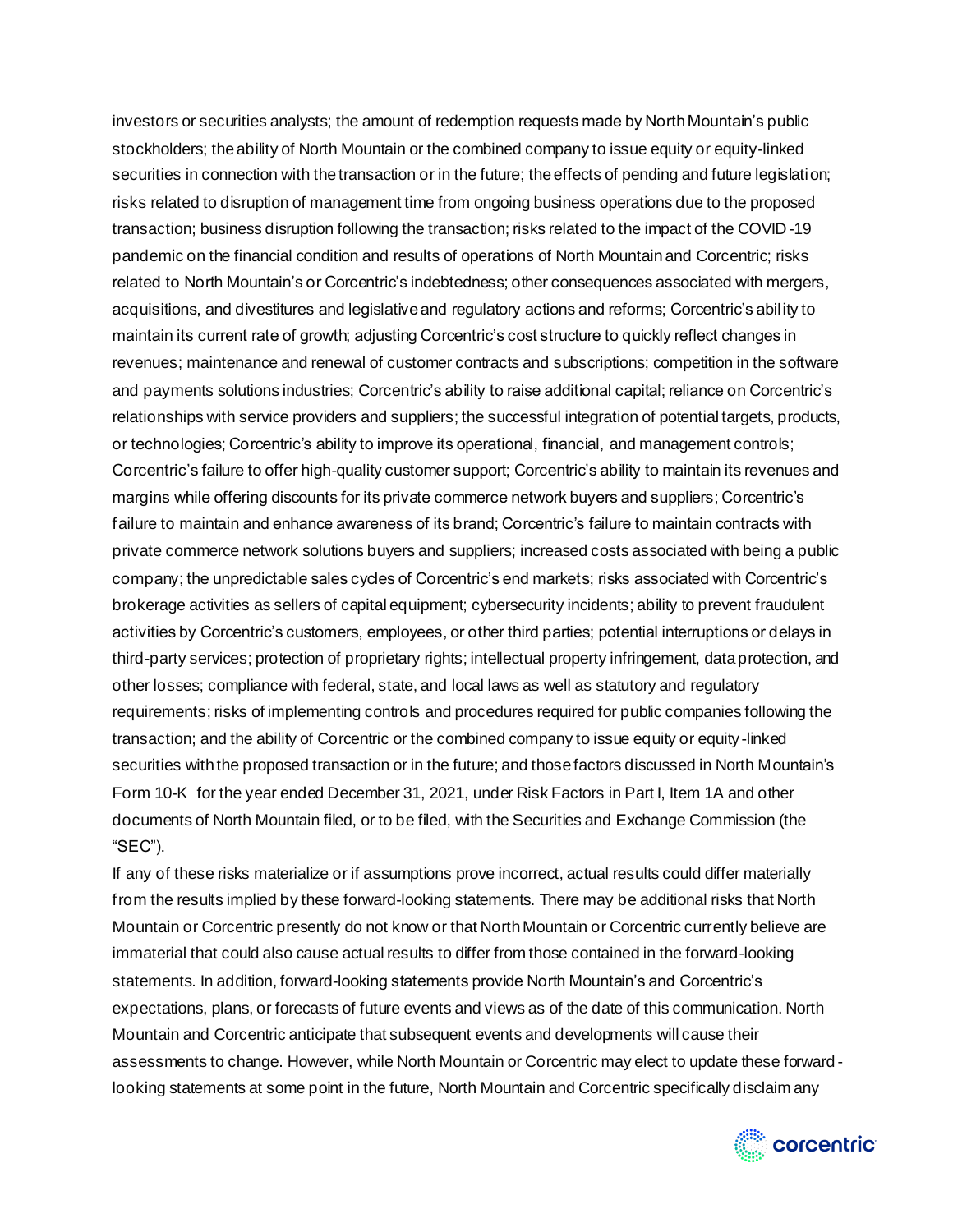investors or securities analysts; the amount of redemption requests made by North Mountain's public stockholders; the ability of North Mountain or the combined company to issue equity or equity-linked securities in connection with the transaction or in the future; the effects of pending and future legislation; risks related to disruption of management time from ongoing business operations due to the proposed transaction; business disruption following the transaction; risks related to the impact of the COVID-19 pandemic on the financial condition and results of operations of North Mountain and Corcentric; risks related to North Mountain's or Corcentric's indebtedness; other consequences associated with mergers, acquisitions, and divestitures and legislative and regulatory actions and reforms; Corcentric's ability to maintain its current rate of growth; adjusting Corcentric's cost structure to quickly reflect changes in revenues; maintenance and renewal of customer contracts and subscriptions; competition in the software and payments solutions industries; Corcentric's ability to raise additional capital; reliance on Corcentric's relationships with service providers and suppliers; the successful integration of potential targets, products, or technologies; Corcentric's ability to improve its operational, financial, and management controls; Corcentric's failure to offer high-quality customer support; Corcentric's ability to maintain its revenues and margins while offering discounts for its private commerce network buyers and suppliers; Corcentric's failure to maintain and enhance awareness of its brand; Corcentric's failure to maintain contracts with private commerce network solutions buyers and suppliers; increased costs associated with being a public company; the unpredictable sales cycles of Corcentric's end markets; risks associated with Corcentric's brokerage activities as sellers of capital equipment; cybersecurity incidents; ability to prevent fraudulent activities by Corcentric's customers, employees, or other third parties; potential interruptions or delays in third-party services; protection of proprietary rights; intellectual property infringement, data protection, and other losses; compliance with federal, state, and local laws as well as statutory and regulatory requirements; risks of implementing controls and procedures required for public companies following the transaction; and the ability of Corcentric or the combined company to issue equity or equity-linked securities with the proposed transaction or in the future; and those factors discussed in North Mountain's Form 10-K for the year ended December 31, 2021, under Risk Factors in Part I, Item 1A and other documents of North Mountain filed, or to be filed, with the Securities and Exchange Commission (the "SEC").

If any of these risks materialize or if assumptions prove incorrect, actual results could differ materially from the results implied by these forward-looking statements. There may be additional risks that North Mountain or Corcentric presently do not know or that North Mountain or Corcentric currently believe are immaterial that could also cause actual results to differ from those contained in the forward-looking statements. In addition, forward-looking statements provide North Mountain's and Corcentric's expectations, plans, or forecasts of future events and views as of the date of this communication. North Mountain and Corcentric anticipate that subsequent events and developments will cause their assessments to change. However, while North Mountain or Corcentric may elect to update these forward-looking statements at some point in the future, North Mountain and Corcentric specifically disclaim any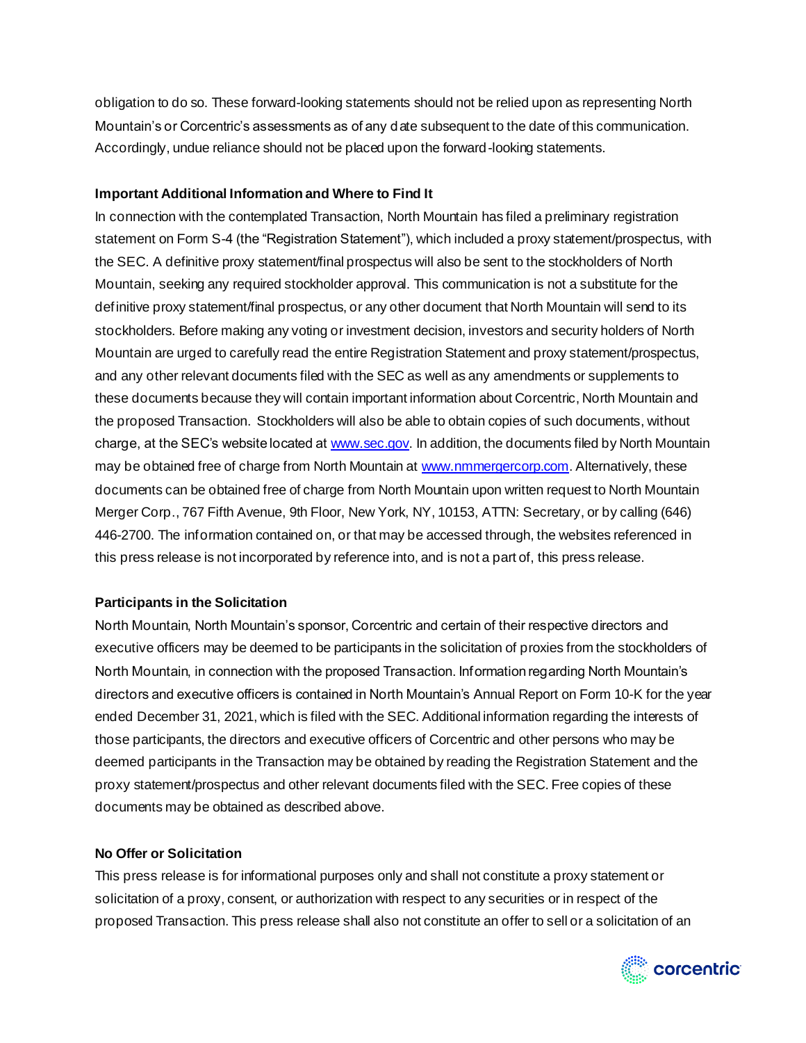obligation to do so. These forward-looking statements should not be relied upon as representing North Mountain's or Corcentric's assessments as of any date subsequent to the date of this communication. Accordingly, undue reliance should not be placed upon the forward-looking statements.

**Important Additional Information and Where to Find It**

In connection with the contemplated Transaction, North Mountain has filed a preliminary registration statement on Form S-4 (the "Registration Statement"), which included a proxy statement/prospectus, with the SEC. A definitive proxy statement/final prospectus will also be sent to the stockholders of North Mountain, seeking any required stockholder approval. This communication is not a substitute for the definitive proxy statement/final prospectus, or any other document that North Mountain will send to its stockholders. Before making any voting or investment decision, investors and security holders of North Mountain are urged to carefully read the entire Registration Statement and proxy statement/prospectus, and any other relevant documents filed with the SEC as well as any amendments or supplements to these documents because they will contain important information about Corcentric, North Mountain and the proposed Transaction. Stockholders will also be able to obtain copies of such documents, without charge, at the SEC's website located at www.sec.gov. In addition, the documents filed by North Mountain may be obtained free of charge from North Mountain at www.nmmergercorp.com. Alternatively, these documents can be obtained free of charge from North Mountain upon written request to North Mountain Merger Corp., 767 Fifth Avenue, 9th Floor, New York, NY, 10153, ATTN: Secretary, or by calling (646) 446-2700. The information contained on, or that may be accessed through, the websites referenced in this press release is not incorporated by reference into, and is not a part of, this press release.

**Participants in the Solicitation**

North Mountain, North Mountain's sponsor, Corcentric and certain of their respective directors and executive officers may be deemed to be participants in the solicitation of proxies from the stockholders of North Mountain, in connection with the proposed Transaction. Information regarding North Mountain's directors and executive officers is contained in North Mountain's Annual Report on Form 10-K for the year ended December 31, 2021, which is filed with the SEC. Additional information regarding the interests of those participants, the directors and executive officers of Corcentric and other persons who may be deemed participants in the Transaction may be obtained by reading the Registration Statement and the proxy statement/prospectus and other relevant documents filed with the SEC. Free copies of these documents may be obtained as described above.

**No Offer or Solicitation**

This press release is for informational purposes only and shall not constitute a proxy statement or solicitation of a proxy, consent, or authorization with respect to any securities or in respect of the proposed Transaction. This press release shall also not constitute an offer to sell or a solicitation of an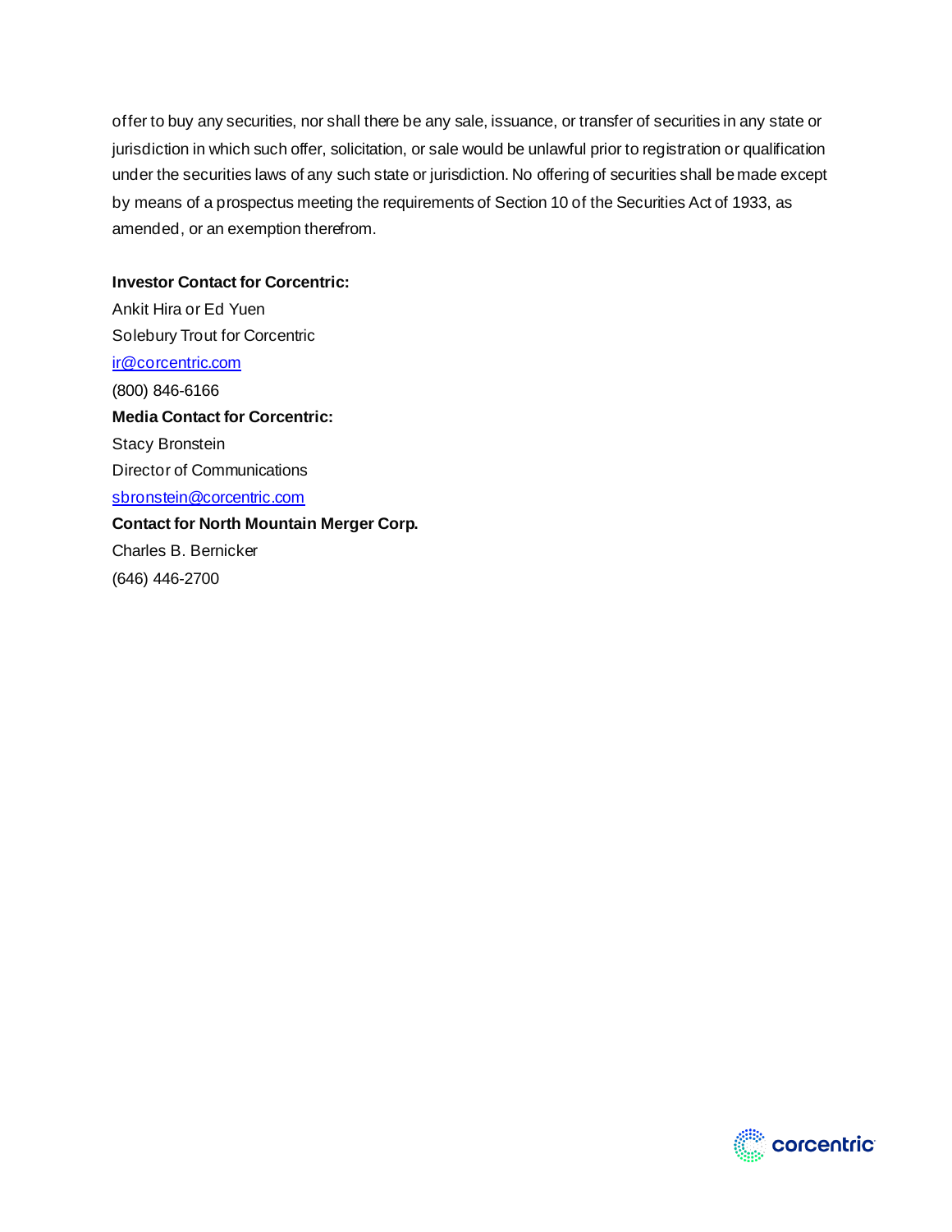offer to buy any securities, nor shall there be any sale, issuance, or transfer of securities in any state or jurisdiction in which such offer, solicitation, or sale would be unlawful prior to registration or qualification under the securities laws of any such state or jurisdiction. No offering of securities shall be made except by means of a prospectus meeting the requirements of Section 10 of the Securities Act of 1933, as amended, or an exemption therefrom.

**Investor Contact for Corcentric:**
Ankit Hira or Ed Yuen
Solebury Trout for Corcentric
ir@corcentric.com
(800) 846-6166

**Media Contact for Corcentric:**
Stacy Bronstein
Director of Communications
sbronstein@corcentric.com

**Contact for North Mountain Merger Corp.**
Charles B. Bernicker
(646) 446-2700